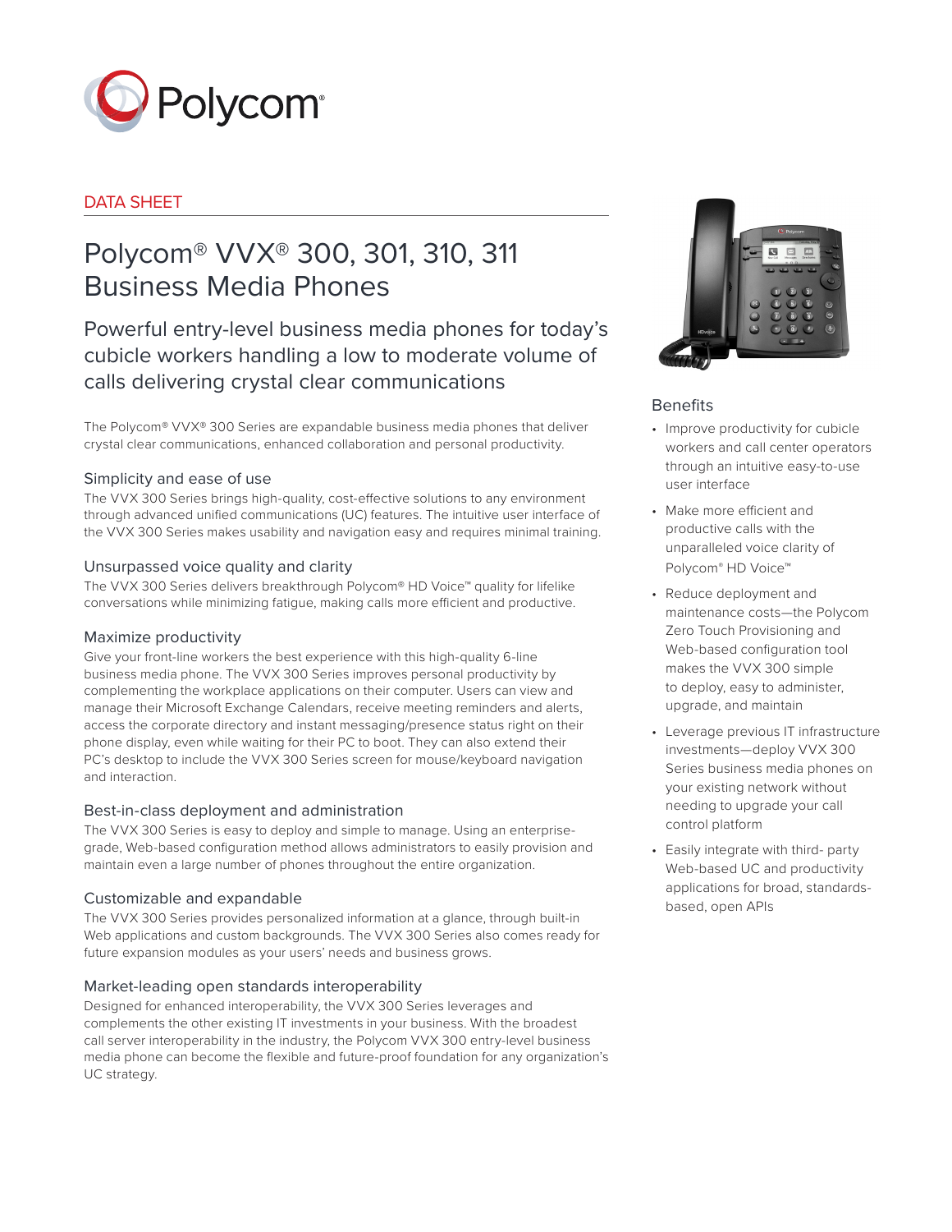Polycom®

DATA SHEET

# Polycom® VVX® 300, 301, 310, 311 Business Media Phones

## Powerful entry-level business media phones for today's cubicle workers handling a low to moderate volume of calls delivering crystal clear communications

The Polycom® VVX® 300 Series are expandable business media phones that deliver crystal clear communications, enhanced collaboration and personal productivity.

### Simplicity and ease of use

The VVX 300 Series brings high-quality, cost-effective solutions to any environment through advanced unified communications (UC) features. The intuitive user interface of the VVX 300 Series makes usability and navigation easy and requires minimal training.

### Unsurpassed voice quality and clarity

The VVX 300 Series delivers breakthrough Polycom® HD Voice™ quality for lifelike conversations while minimizing fatigue, making calls more efficient and productive.

### Maximize productivity

Give your front-line workers the best experience with this high-quality 6-line business media phone. The VVX 300 Series improves personal productivity by complementing the workplace applications on their computer. Users can view and manage their Microsoft Exchange Calendars, receive meeting reminders and alerts, access the corporate directory and instant messaging/presence status right on their phone display, even while waiting for their PC to boot. They can also extend their PC's desktop to include the VVX 300 Series screen for mouse/keyboard navigation and interaction.

### Best-in-class deployment and administration

The VVX 300 Series is easy to deploy and simple to manage. Using an enterprise-grade, Web-based configuration method allows administrators to easily provision and maintain even a large number of phones throughout the entire organization.

### Customizable and expandable

The VVX 300 Series provides personalized information at a glance, through built-in Web applications and custom backgrounds. The VVX 300 Series also comes ready for future expansion modules as your users' needs and business grows.

### Market-leading open standards interoperability

Designed for enhanced interoperability, the VVX 300 Series leverages and complements the other existing IT investments in your business. With the broadest call server interoperability in the industry, the Polycom VVX 300 entry-level business media phone can become the flexible and future-proof foundation for any organization's UC strategy.

### Benefits

- Improve productivity for cubicle workers and call center operators through an intuitive easy-to-use user interface
- Make more efficient and productive calls with the unparalleled voice clarity of Polycom® HD Voice™
- Reduce deployment and maintenance costs—the Polycom Zero Touch Provisioning and Web-based configuration tool makes the VVX 300 simple to deploy, easy to administer, upgrade, and maintain
- Leverage previous IT infrastructure investments—deploy VVX 300 Series business media phones on your existing network without needing to upgrade your call control platform
- Easily integrate with third- party Web-based UC and productivity applications for broad, standards-based, open APIs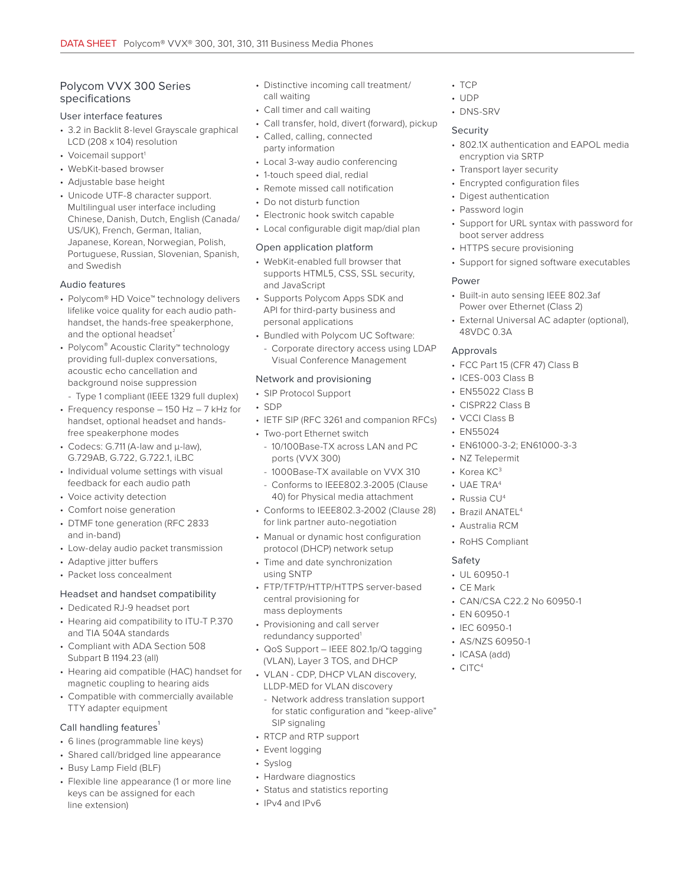## Polycom VVX 300 Series specifications

### User interface features

- 3.2 in Backlit 8-level Grayscale graphical LCD (208 x 104) resolution
- Voicemail support[1]
- WebKit-based browser
- Adjustable base height
- Unicode UTF-8 character support. Multilingual user interface including Chinese, Danish, Dutch, English (Canada/US/UK), French, German, Italian, Japanese, Korean, Norwegian, Polish, Portuguese, Russian, Slovenian, Spanish, and Swedish

### Audio features

- Polycom® HD Voice™ technology delivers lifelike voice quality for each audio path-handset, the hands-free speakerphone, and the optional headset[2]
- Polycom® Acoustic Clarity™ technology providing full-duplex conversations, acoustic echo cancellation and background noise suppression
  - Type 1 compliant (IEEE 1329 full duplex)
- Frequency response – 150 Hz – 7 kHz for handset, optional headset and hands-free speakerphone modes
- Codecs: G.711 (A-law and μ-law), G.729AB, G.722, G.722.1, iLBC
- Individual volume settings with visual feedback for each audio path
- Voice activity detection
- Comfort noise generation
- DTMF tone generation (RFC 2833 and in-band)
- Low-delay audio packet transmission
- Adaptive jitter buffers
- Packet loss concealment

### Headset and handset compatibility

- Dedicated RJ-9 headset port
- Hearing aid compatibility to ITU-T P.370 and TIA 504A standards
- Compliant with ADA Section 508 Subpart B 1194.23 (all)
- Hearing aid compatible (HAC) handset for magnetic coupling to hearing aids
- Compatible with commercially available TTY adapter equipment

### Call handling features[1]

- 6 lines (programmable line keys)
- Shared call/bridged line appearance
- Busy Lamp Field (BLF)
- Flexible line appearance (1 or more line keys can be assigned for each line extension)
- Distinctive incoming call treatment/call waiting
- Call timer and call waiting
- Call transfer, hold, divert (forward), pickup
- Called, calling, connected party information
- Local 3-way audio conferencing
- 1-touch speed dial, redial
- Remote missed call notification
- Do not disturb function
- Electronic hook switch capable
- Local configurable digit map/dial plan

### Open application platform

- WebKit-enabled full browser that supports HTML5, CSS, SSL security, and JavaScript
- Supports Polycom Apps SDK and API for third-party business and personal applications
- Bundled with Polycom UC Software:
  - Corporate directory access using LDAP Visual Conference Management

### Network and provisioning

- SIP Protocol Support
- SDP
- IETF SIP (RFC 3261 and companion RFCs)
- Two-port Ethernet switch
  - 10/100Base-TX across LAN and PC ports (VVX 300)
  - 1000Base-TX available on VVX 310
  - Conforms to IEEE802.3-2005 (Clause 40) for Physical media attachment
- Conforms to IEEE802.3-2002 (Clause 28) for link partner auto-negotiation
- Manual or dynamic host configuration protocol (DHCP) network setup
- Time and date synchronization using SNTP
- FTP/TFTP/HTTP/HTTPS server-based central provisioning for mass deployments
- Provisioning and call server redundancy supported[1]
- QoS Support – IEEE 802.1p/Q tagging (VLAN), Layer 3 TOS, and DHCP
- VLAN - CDP, DHCP VLAN discovery, LLDP-MED for VLAN discovery
  - Network address translation support for static configuration and "keep-alive" SIP signaling
- RTCP and RTP support
- Event logging
- Syslog
- Hardware diagnostics
- Status and statistics reporting
- IPv4 and IPv6
- TCP
- UDP
- DNS-SRV

### Security

- 802.1X authentication and EAPOL media encryption via SRTP
- Transport layer security
- Encrypted configuration files
- Digest authentication
- Password login
- Support for URL syntax with password for boot server address
- HTTPS secure provisioning
- Support for signed software executables

### Power

- Built-in auto sensing IEEE 802.3af Power over Ethernet (Class 2)
- External Universal AC adapter (optional), 48VDC 0.3A

### Approvals

- FCC Part 15 (CFR 47) Class B
- ICES-003 Class B
- EN55022 Class B
- CISPR22 Class B
- VCCI Class B
- EN55024
- EN61000-3-2; EN61000-3-3
- NZ Telepermit
- Korea KC[3]
- UAE TRA[4]
- Russia CU[4]
- Brazil ANATEL[4]
- Australia RCM
- RoHS Compliant

### Safety

- UL 60950-1
- CE Mark
- CAN/CSA C22.2 No 60950-1
- EN 60950-1
- IEC 60950-1
- AS/NZS 60950-1
- ICASA (add)
- CITC[4]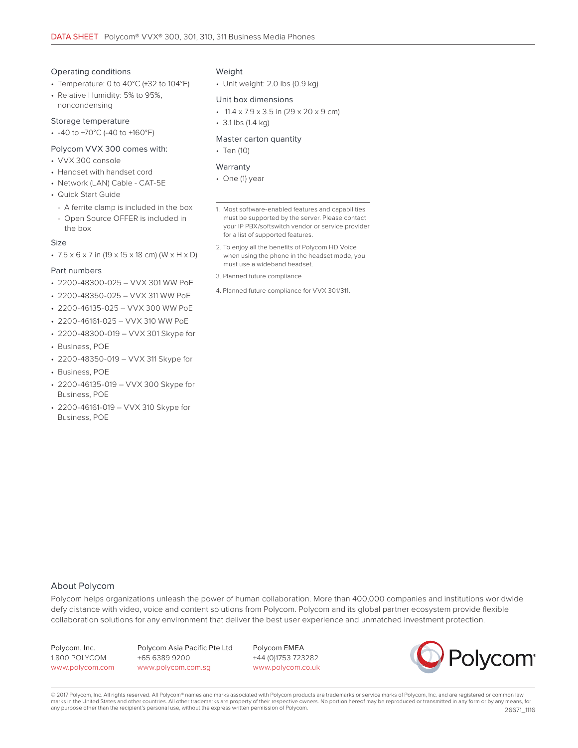### Operating conditions

- Temperature: 0 to 40°C (+32 to 104°F)
- Relative Humidity: 5% to 95%, noncondensing

### Storage temperature

- -40 to +70°C (-40 to +160°F)

### Polycom VVX 300 comes with:

- VVX 300 console
- Handset with handset cord
- Network (LAN) Cable - CAT-5E
- Quick Start Guide
  - A ferrite clamp is included in the box
  - Open Source OFFER is included in the box

### Size

- 7.5 x 6 x 7 in (19 x 15 x 18 cm) (W x H x D)

### Part numbers

- 2200-48300-025 – VVX 301 WW PoE
- 2200-48350-025 – VVX 311 WW PoE
- 2200-46135-025 – VVX 300 WW PoE
- 2200-46161-025 – VVX 310 WW PoE
- 2200-48300-019 – VVX 301 Skype for
- Business, POE
- 2200-48350-019 – VVX 311 Skype for
- Business, POE
- 2200-46135-019 – VVX 300 Skype for Business, POE
- 2200-46161-019 – VVX 310 Skype for Business, POE

### Weight

- Unit weight: 2.0 lbs (0.9 kg)

### Unit box dimensions

- 11.4 x 7.9 x 3.5 in (29 x 20 x 9 cm)
- 3.1 lbs (1.4 kg)

### Master carton quantity

- Ten (10)

### Warranty

- One (1) year

---

1. Most software-enabled features and capabilities must be supported by the server. Please contact your IP PBX/softswitch vendor or service provider for a list of supported features.
2. To enjoy all the benefits of Polycom HD Voice when using the phone in the headset mode, you must use a wideband headset.
3. Planned future compliance
4. Planned future compliance for VVX 301/311.

## About Polycom

Polycom helps organizations unleash the power of human collaboration. More than 400,000 companies and institutions worldwide defy distance with video, voice and content solutions from Polycom. Polycom and its global partner ecosystem provide flexible collaboration solutions for any environment that deliver the best user experience and unmatched investment protection.

Polycom, Inc.
1.800.POLYCOM
www.polycom.com

Polycom Asia Pacific Pte Ltd
+65 6389 9200
www.polycom.com.sg

Polycom EMEA
+44 (0)1753 723282
www.polycom.co.uk

© 2017 Polycom, Inc. All rights reserved. All Polycom® names and marks associated with Polycom products are trademarks or service marks of Polycom, Inc. and are registered or common law marks in the United States and other countries. All other trademarks are property of their respective owners. No portion hereof may be reproduced or transmitted in any form or by any means, for any purpose other than the recipient's personal use, without the express written permission of Polycom.

26671_1116